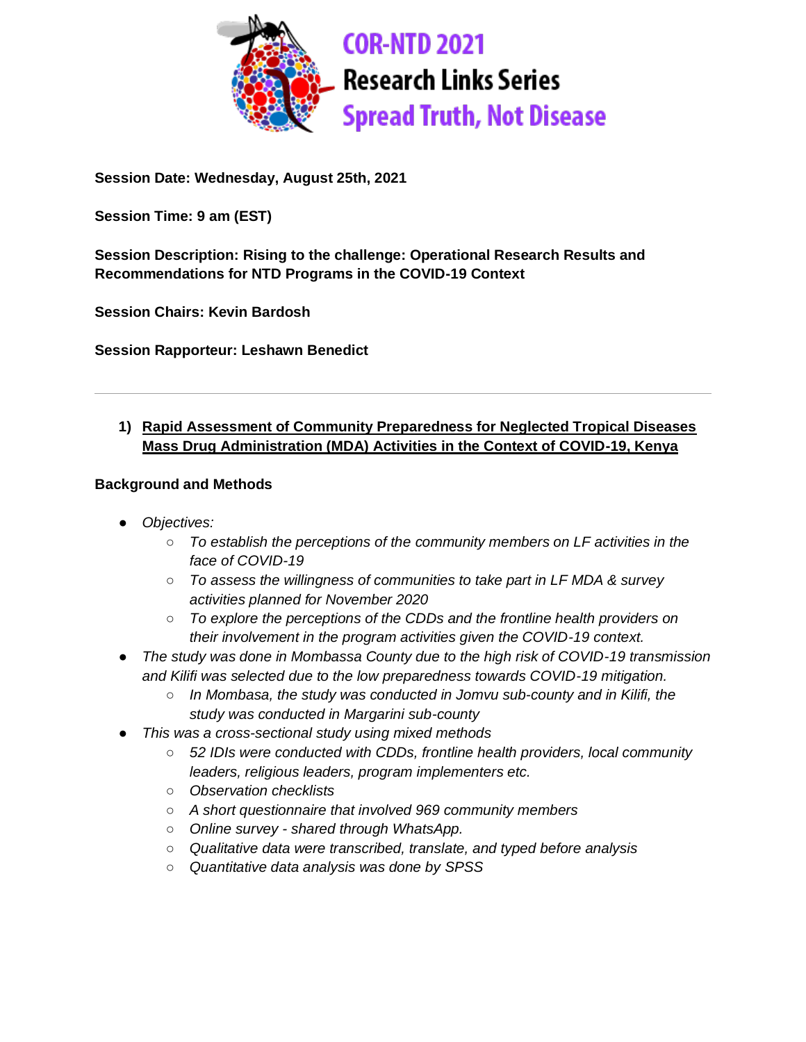# COR-NTD 2021
## Research Links Series
## Spread Truth, Not Disease

**Session Date: Wednesday, August 25th, 2021**

**Session Time: 9 am (EST)**

**Session Description: Rising to the challenge: Operational Research Results and Recommendations for NTD Programs in the COVID-19 Context**

**Session Chairs: Kevin Bardosh**

**Session Rapporteur: Leshawn Benedict**

---

### 1) Rapid Assessment of Community Preparedness for Neglected Tropical Diseases Mass Drug Administration (MDA) Activities in the Context of COVID-19, Kenya

**Background and Methods**

- *Objectives:*
  - *To establish the perceptions of the community members on LF activities in the face of COVID-19*
  - *To assess the willingness of communities to take part in LF MDA & survey activities planned for November 2020*
  - *To explore the perceptions of the CDDs and the frontline health providers on their involvement in the program activities given the COVID-19 context.*
- *The study was done in Mombassa County due to the high risk of COVID-19 transmission and Kilifi was selected due to the low preparedness towards COVID-19 mitigation.*
  - *In Mombasa, the study was conducted in Jomvu sub-county and in Kilifi, the study was conducted in Margarini sub-county*
- *This was a cross-sectional study using mixed methods*
  - *52 IDIs were conducted with CDDs, frontline health providers, local community leaders, religious leaders, program implementers etc.*
  - *Observation checklists*
  - *A short questionnaire that involved 969 community members*
  - *Online survey - shared through WhatsApp.*
  - *Qualitative data were transcribed, translate, and typed before analysis*
  - *Quantitative data analysis was done by SPSS*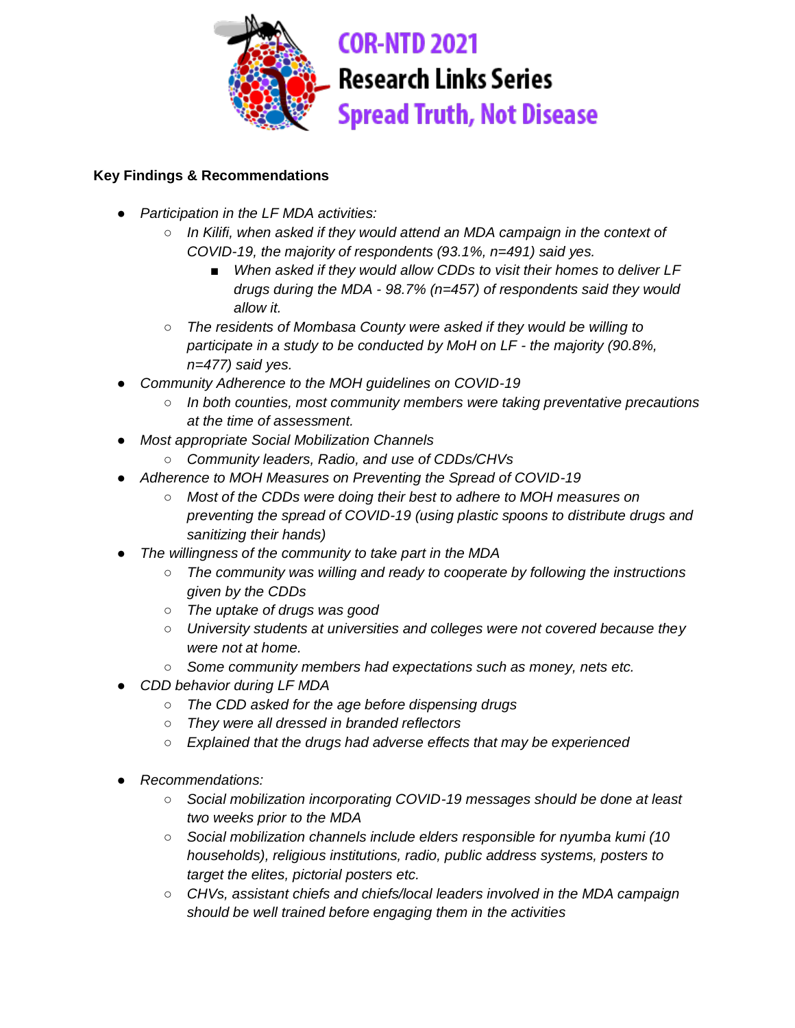COR-NTD 2021
Research Links Series
Spread Truth, Not Disease

**Key Findings & Recommendations**

- *Participation in the LF MDA activities:*
    - *In Kilifi, when asked if they would attend an MDA campaign in the context of COVID-19, the majority of respondents (93.1%, n=491) said yes.*
        - *When asked if they would allow CDDs to visit their homes to deliver LF drugs during the MDA - 98.7% (n=457) of respondents said they would allow it.*
    - *The residents of Mombasa County were asked if they would be willing to participate in a study to be conducted by MoH on LF - the majority (90.8%, n=477) said yes.*
- *Community Adherence to the MOH guidelines on COVID-19*
    - *In both counties, most community members were taking preventative precautions at the time of assessment.*
- *Most appropriate Social Mobilization Channels*
    - *Community leaders, Radio, and use of CDDs/CHVs*
- *Adherence to MOH Measures on Preventing the Spread of COVID-19*
    - *Most of the CDDs were doing their best to adhere to MOH measures on preventing the spread of COVID-19 (using plastic spoons to distribute drugs and sanitizing their hands)*
- *The willingness of the community to take part in the MDA*
    - *The community was willing and ready to cooperate by following the instructions given by the CDDs*
    - *The uptake of drugs was good*
    - *University students at universities and colleges were not covered because they were not at home.*
    - *Some community members had expectations such as money, nets etc.*
- *CDD behavior during LF MDA*
    - *The CDD asked for the age before dispensing drugs*
    - *They were all dressed in branded reflectors*
    - *Explained that the drugs had adverse effects that may be experienced*

- *Recommendations:*
    - *Social mobilization incorporating COVID-19 messages should be done at least two weeks prior to the MDA*
    - *Social mobilization channels include elders responsible for nyumba kumi (10 households), religious institutions, radio, public address systems, posters to target the elites, pictorial posters etc.*
    - *CHVs, assistant chiefs and chiefs/local leaders involved in the MDA campaign should be well trained before engaging them in the activities*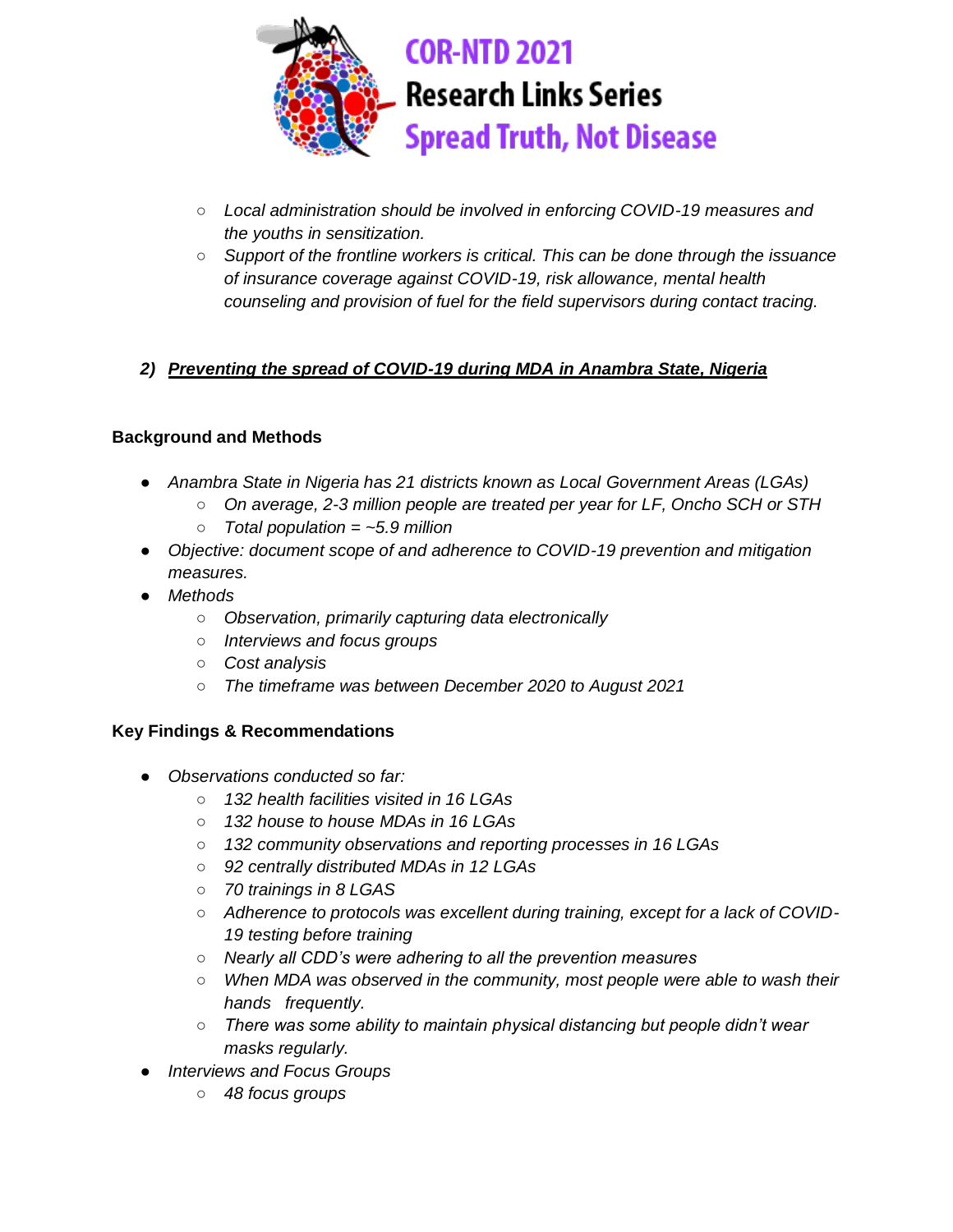- *Local administration should be involved in enforcing COVID-19 measures and the youths in sensitization.*
- *Support of the frontline workers is critical. This can be done through the issuance of insurance coverage against COVID-19, risk allowance, mental health counseling and provision of fuel for the field supervisors during contact tracing.*

### 2) ***Preventing the spread of COVID-19 during MDA in Anambra State, Nigeria***

**Background and Methods**

- *Anambra State in Nigeria has 21 districts known as Local Government Areas (LGAs)*
  - *On average, 2-3 million people are treated per year for LF, Oncho SCH or STH*
  - *Total population = ~5.9 million*
- *Objective: document scope of and adherence to COVID-19 prevention and mitigation measures.*
- *Methods*
  - *Observation, primarily capturing data electronically*
  - *Interviews and focus groups*
  - *Cost analysis*
  - *The timeframe was between December 2020 to August 2021*

**Key Findings & Recommendations**

- *Observations conducted so far:*
  - *132 health facilities visited in 16 LGAs*
  - *132 house to house MDAs in 16 LGAs*
  - *132 community observations and reporting processes in 16 LGAs*
  - *92 centrally distributed MDAs in 12 LGAs*
  - *70 trainings in 8 LGAS*
  - *Adherence to protocols was excellent during training, except for a lack of COVID-19 testing before training*
  - *Nearly all CDD's were adhering to all the prevention measures*
  - *When MDA was observed in the community, most people were able to wash their hands frequently.*
  - *There was some ability to maintain physical distancing but people didn't wear masks regularly.*
- *Interviews and Focus Groups*
  - *48 focus groups*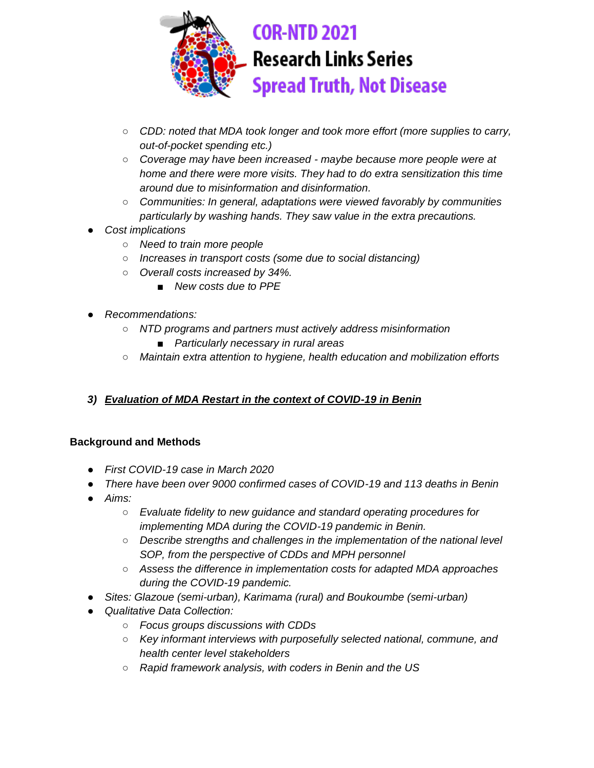- *CDD: noted that MDA took longer and took more effort (more supplies to carry, out-of-pocket spending etc.)*
- *Coverage may have been increased - maybe because more people were at home and there were more visits. They had to do extra sensitization this time around due to misinformation and disinformation.*
- *Communities: In general, adaptations were viewed favorably by communities particularly by washing hands. They saw value in the extra precautions.*

- *Cost implications*
  - *Need to train more people*
  - *Increases in transport costs (some due to social distancing)*
  - *Overall costs increased by 34%.*
    - *New costs due to PPE*

- *Recommendations:*
  - *NTD programs and partners must actively address misinformation*
    - *Particularly necessary in rural areas*
  - *Maintain extra attention to hygiene, health education and mobilization efforts*

### *3) Evaluation of MDA Restart in the context of COVID-19 in Benin*

**Background and Methods**

- *First COVID-19 case in March 2020*
- *There have been over 9000 confirmed cases of COVID-19 and 113 deaths in Benin*
- *Aims:*
  - *Evaluate fidelity to new guidance and standard operating procedures for implementing MDA during the COVID-19 pandemic in Benin.*
  - *Describe strengths and challenges in the implementation of the national level SOP, from the perspective of CDDs and MPH personnel*
  - *Assess the difference in implementation costs for adapted MDA approaches during the COVID-19 pandemic.*
- *Sites: Glazoue (semi-urban), Karimama (rural) and Boukoumbe (semi-urban)*
- *Qualitative Data Collection:*
  - *Focus groups discussions with CDDs*
  - *Key informant interviews with purposefully selected national, commune, and health center level stakeholders*
  - *Rapid framework analysis, with coders in Benin and the US*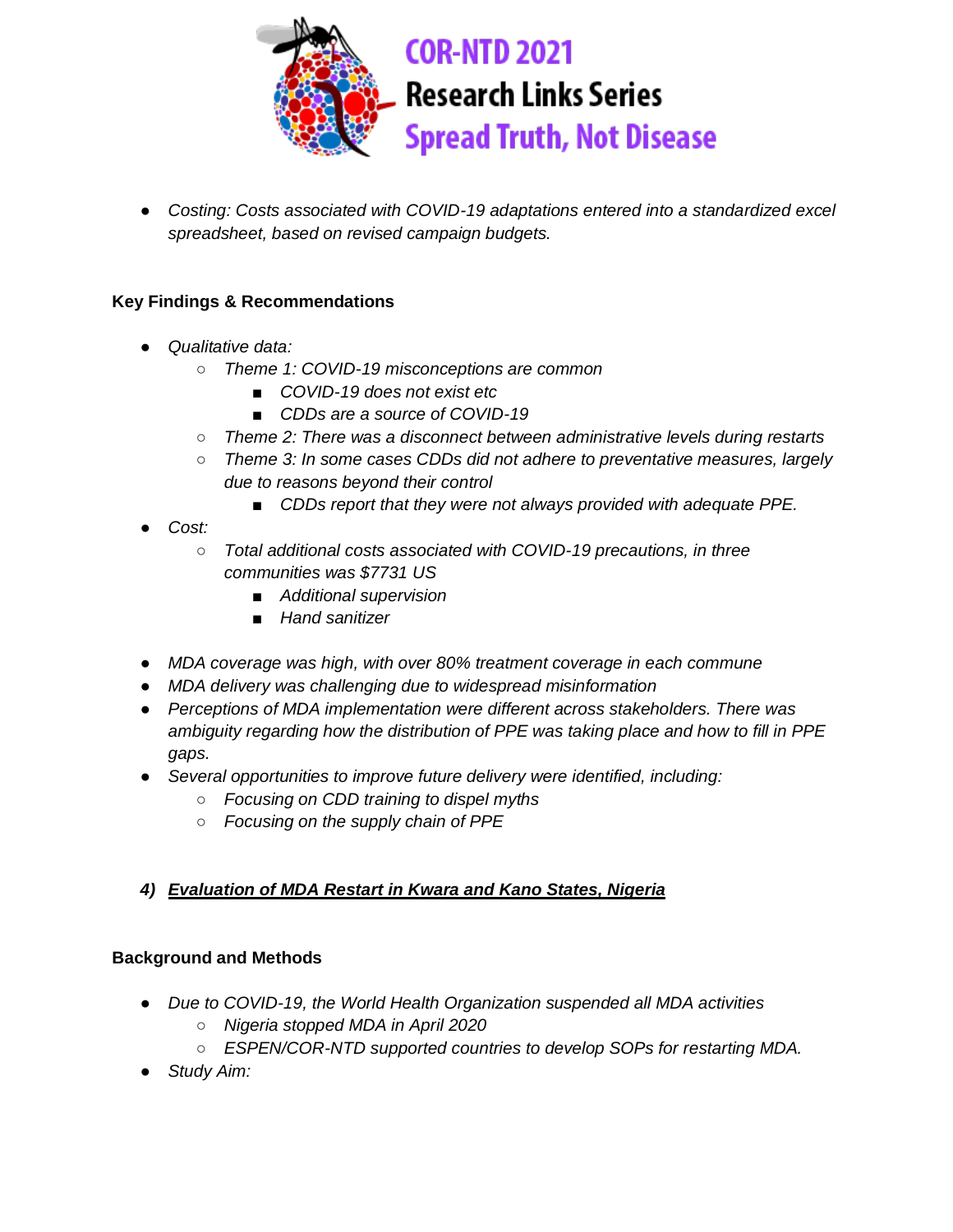- *Costing: Costs associated with COVID-19 adaptations entered into a standardized excel spreadsheet, based on revised campaign budgets.*

**Key Findings & Recommendations**

- *Qualitative data:*
  - *Theme 1: COVID-19 misconceptions are common*
    - *COVID-19 does not exist etc*
    - *CDDs are a source of COVID-19*
  - *Theme 2: There was a disconnect between administrative levels during restarts*
  - *Theme 3: In some cases CDDs did not adhere to preventative measures, largely due to reasons beyond their control*
    - *CDDs report that they were not always provided with adequate PPE.*
- *Cost:*
  - *Total additional costs associated with COVID-19 precautions, in three communities was $7731 US*
    - *Additional supervision*
    - *Hand sanitizer*

- *MDA coverage was high, with over 80% treatment coverage in each commune*
- *MDA delivery was challenging due to widespread misinformation*
- *Perceptions of MDA implementation were different across stakeholders. There was ambiguity regarding how the distribution of PPE was taking place and how to fill in PPE gaps.*
- *Several opportunities to improve future delivery were identified, including:*
  - *Focusing on CDD training to dispel myths*
  - *Focusing on the supply chain of PPE*

### 4) ***Evaluation of MDA Restart in Kwara and Kano States, Nigeria***

**Background and Methods**

- *Due to COVID-19, the World Health Organization suspended all MDA activities*
  - *Nigeria stopped MDA in April 2020*
  - *ESPEN/COR-NTD supported countries to develop SOPs for restarting MDA.*
- *Study Aim:*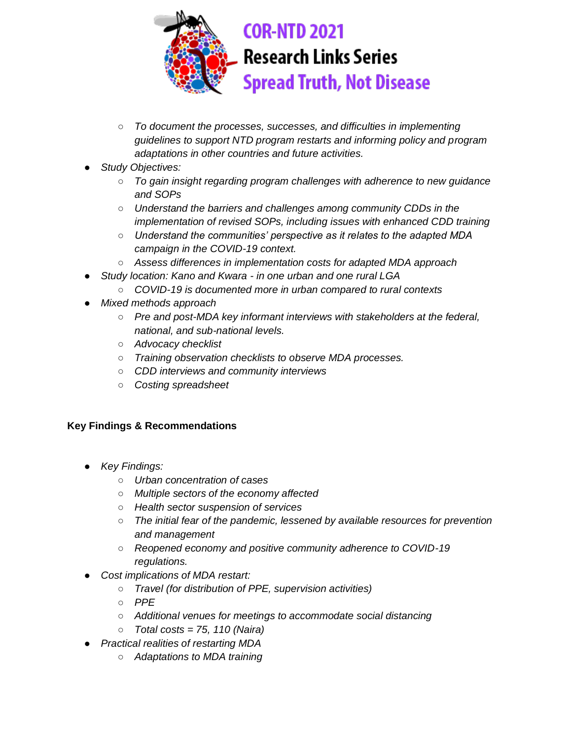- *To document the processes, successes, and difficulties in implementing guidelines to support NTD program restarts and informing policy and program adaptations in other countries and future activities.*
- *Study Objectives:*
  - *To gain insight regarding program challenges with adherence to new guidance and SOPs*
  - *Understand the barriers and challenges among community CDDs in the implementation of revised SOPs, including issues with enhanced CDD training*
  - *Understand the communities' perspective as it relates to the adapted MDA campaign in the COVID-19 context.*
  - *Assess differences in implementation costs for adapted MDA approach*
- *Study location: Kano and Kwara - in one urban and one rural LGA*
  - *COVID-19 is documented more in urban compared to rural contexts*
- *Mixed methods approach*
  - *Pre and post-MDA key informant interviews with stakeholders at the federal, national, and sub-national levels.*
  - *Advocacy checklist*
  - *Training observation checklists to observe MDA processes.*
  - *CDD interviews and community interviews*
  - *Costing spreadsheet*

**Key Findings & Recommendations**

- *Key Findings:*
  - *Urban concentration of cases*
  - *Multiple sectors of the economy affected*
  - *Health sector suspension of services*
  - *The initial fear of the pandemic, lessened by available resources for prevention and management*
  - *Reopened economy and positive community adherence to COVID-19 regulations.*
- *Cost implications of MDA restart:*
  - *Travel (for distribution of PPE, supervision activities)*
  - *PPE*
  - *Additional venues for meetings to accommodate social distancing*
  - *Total costs = 75, 110 (Naira)*
- *Practical realities of restarting MDA*
  - *Adaptations to MDA training*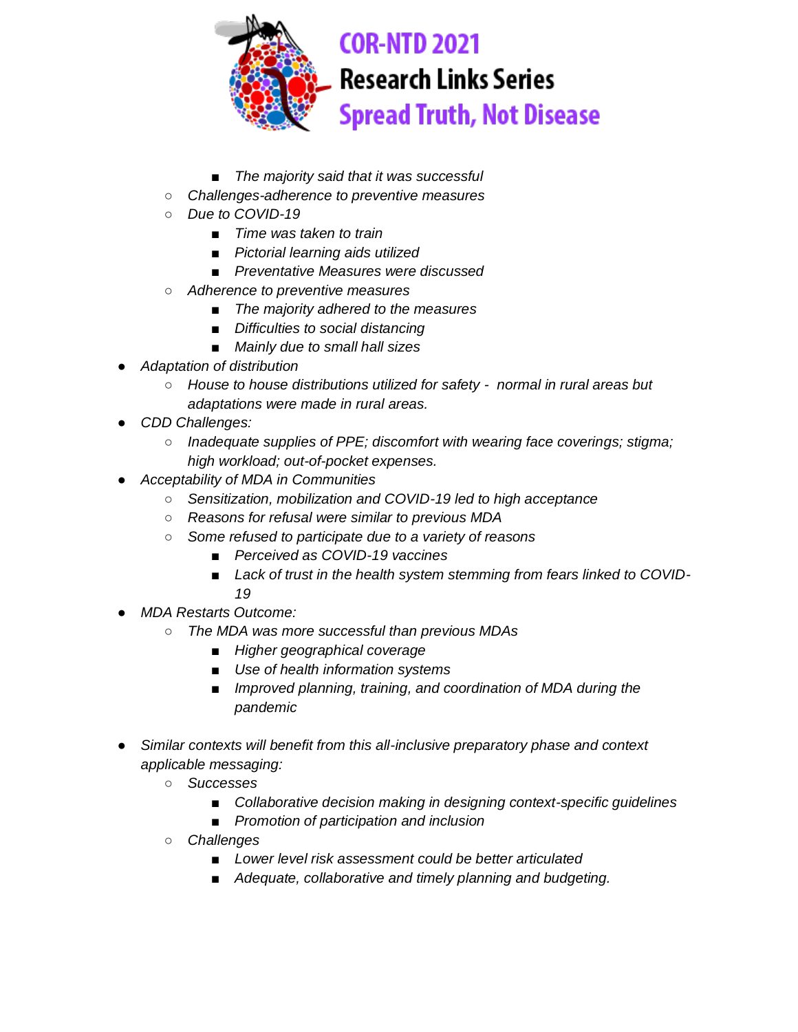- *The majority said that it was successful*
    - *Challenges-adherence to preventive measures*
    - *Due to COVID-19*
        - *Time was taken to train*
        - *Pictorial learning aids utilized*
        - *Preventative Measures were discussed*
    - *Adherence to preventive measures*
        - *The majority adhered to the measures*
        - *Difficulties to social distancing*
        - *Mainly due to small hall sizes*
- *Adaptation of distribution*
    - *House to house distributions utilized for safety - normal in rural areas but adaptations were made in rural areas.*
- *CDD Challenges:*
    - *Inadequate supplies of PPE; discomfort with wearing face coverings; stigma; high workload; out-of-pocket expenses.*
- *Acceptability of MDA in Communities*
    - *Sensitization, mobilization and COVID-19 led to high acceptance*
    - *Reasons for refusal were similar to previous MDA*
    - *Some refused to participate due to a variety of reasons*
        - *Perceived as COVID-19 vaccines*
        - *Lack of trust in the health system stemming from fears linked to COVID-19*
- *MDA Restarts Outcome:*
    - *The MDA was more successful than previous MDAs*
        - *Higher geographical coverage*
        - *Use of health information systems*
        - *Improved planning, training, and coordination of MDA during the pandemic*

- *Similar contexts will benefit from this all-inclusive preparatory phase and context applicable messaging:*
    - *Successes*
        - *Collaborative decision making in designing context-specific guidelines*
        - *Promotion of participation and inclusion*
    - *Challenges*
        - *Lower level risk assessment could be better articulated*
        - *Adequate, collaborative and timely planning and budgeting.*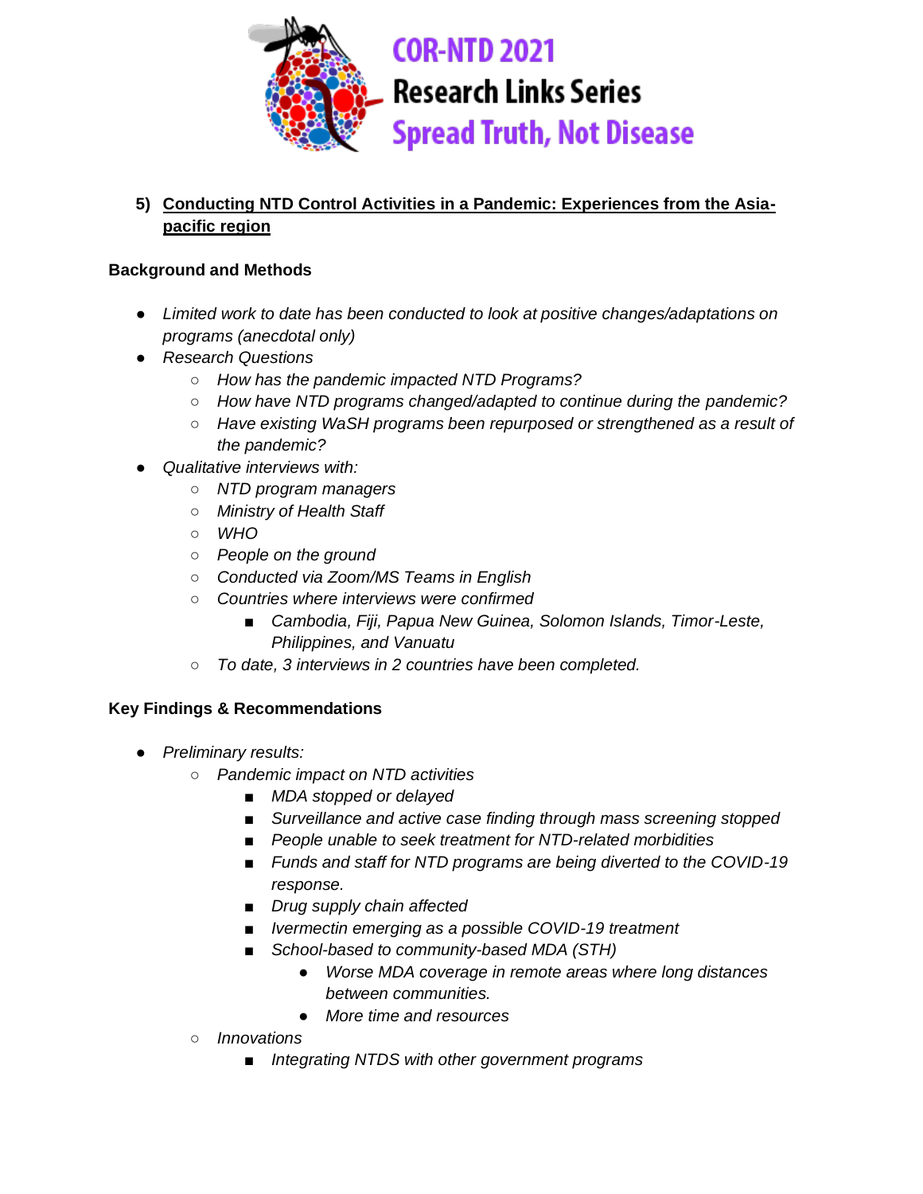**COR-NTD 2021**
**Research Links Series**
**Spread Truth, Not Disease**

5) **Conducting NTD Control Activities in a Pandemic: Experiences from the Asia-pacific region**

**Background and Methods**

- *Limited work to date has been conducted to look at positive changes/adaptations on programs (anecdotal only)*
- *Research Questions*
  - *How has the pandemic impacted NTD Programs?*
  - *How have NTD programs changed/adapted to continue during the pandemic?*
  - *Have existing WaSH programs been repurposed or strengthened as a result of the pandemic?*
- *Qualitative interviews with:*
  - *NTD program managers*
  - *Ministry of Health Staff*
  - *WHO*
  - *People on the ground*
  - *Conducted via Zoom/MS Teams in English*
  - *Countries where interviews were confirmed*
    - *Cambodia, Fiji, Papua New Guinea, Solomon Islands, Timor-Leste, Philippines, and Vanuatu*
  - *To date, 3 interviews in 2 countries have been completed.*

**Key Findings & Recommendations**

- *Preliminary results:*
  - *Pandemic impact on NTD activities*
    - *MDA stopped or delayed*
    - *Surveillance and active case finding through mass screening stopped*
    - *People unable to seek treatment for NTD-related morbidities*
    - *Funds and staff for NTD programs are being diverted to the COVID-19 response.*
    - *Drug supply chain affected*
    - *Ivermectin emerging as a possible COVID-19 treatment*
    - *School-based to community-based MDA (STH)*
      - *Worse MDA coverage in remote areas where long distances between communities.*
      - *More time and resources*
  - *Innovations*
    - *Integrating NTDS with other government programs*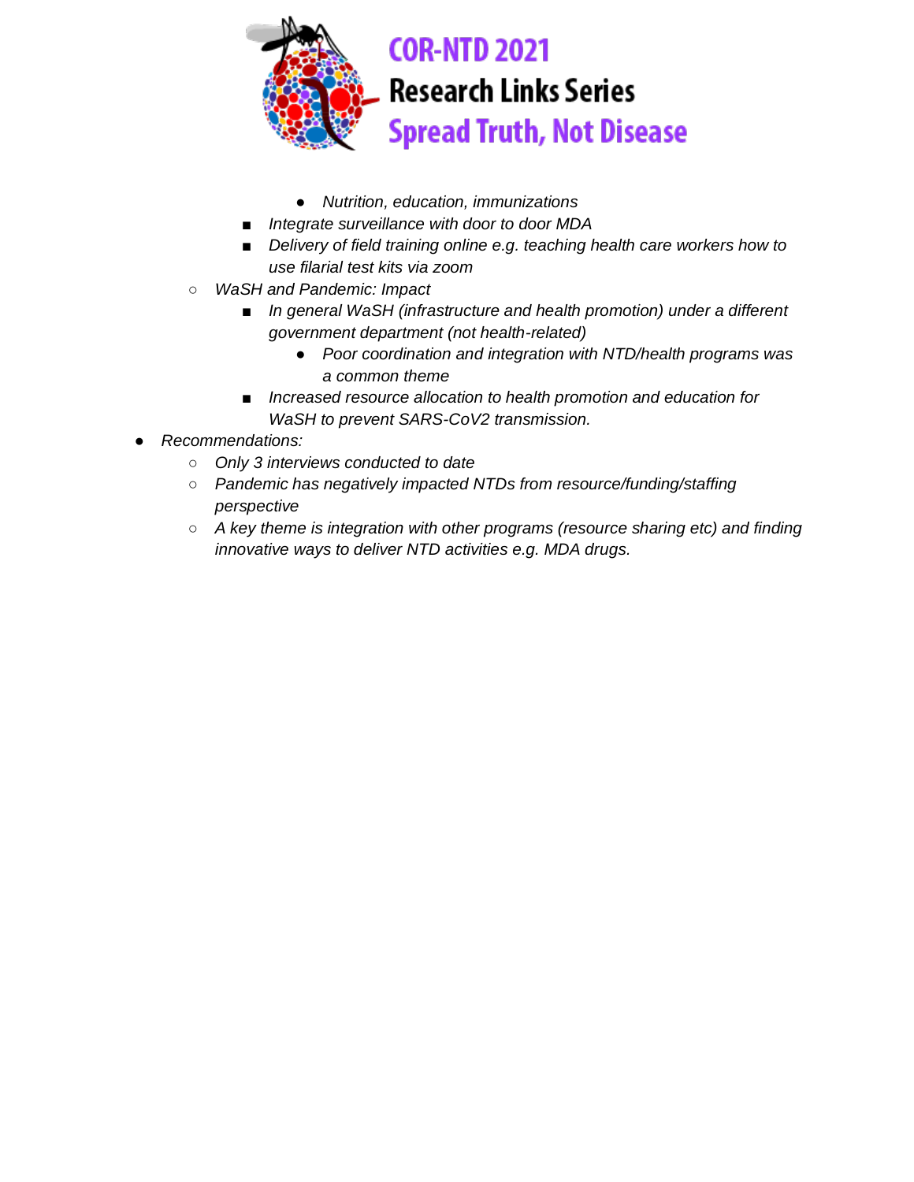- *Nutrition, education, immunizations*
        - *Integrate surveillance with door to door MDA*
        - *Delivery of field training online e.g. teaching health care workers how to use filarial test kits via zoom*
    - *WaSH and Pandemic: Impact*
        - *In general WaSH (infrastructure and health promotion) under a different government department (not health-related)*
            - *Poor coordination and integration with NTD/health programs was a common theme*
        - *Increased resource allocation to health promotion and education for WaSH to prevent SARS-CoV2 transmission.*
- *Recommendations:*
    - *Only 3 interviews conducted to date*
    - *Pandemic has negatively impacted NTDs from resource/funding/staffing perspective*
    - *A key theme is integration with other programs (resource sharing etc) and finding innovative ways to deliver NTD activities e.g. MDA drugs.*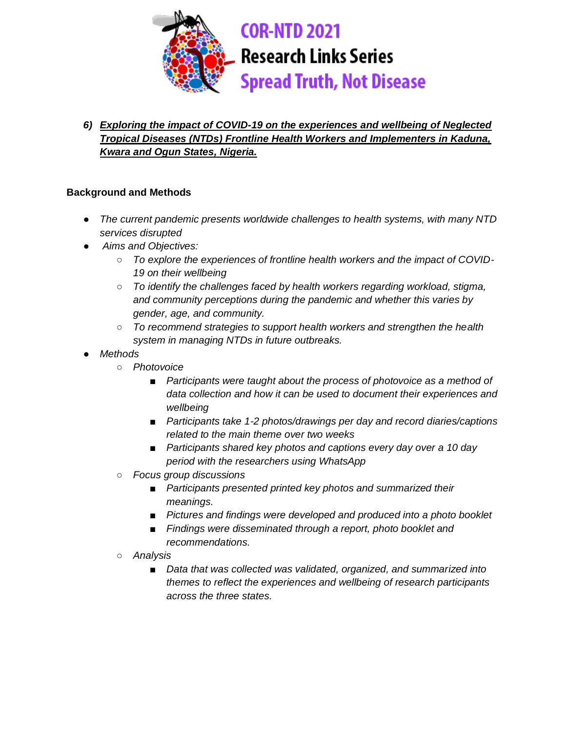**COR-NTD 2021**
**Research Links Series**
**Spread Truth, Not Disease**

***6) Exploring the impact of COVID-19 on the experiences and wellbeing of Neglected Tropical Diseases (NTDs) Frontline Health Workers and Implementers in Kaduna, Kwara and Ogun States, Nigeria.***

**Background and Methods**

- *The current pandemic presents worldwide challenges to health systems, with many NTD services disrupted*
- *Aims and Objectives:*
  - *To explore the experiences of frontline health workers and the impact of COVID-19 on their wellbeing*
  - *To identify the challenges faced by health workers regarding workload, stigma, and community perceptions during the pandemic and whether this varies by gender, age, and community.*
  - *To recommend strategies to support health workers and strengthen the health system in managing NTDs in future outbreaks.*
- *Methods*
  - *Photovoice*
    - *Participants were taught about the process of photovoice as a method of data collection and how it can be used to document their experiences and wellbeing*
    - *Participants take 1-2 photos/drawings per day and record diaries/captions related to the main theme over two weeks*
    - *Participants shared key photos and captions every day over a 10 day period with the researchers using WhatsApp*
  - *Focus group discussions*
    - *Participants presented printed key photos and summarized their meanings.*
    - *Pictures and findings were developed and produced into a photo booklet*
    - *Findings were disseminated through a report, photo booklet and recommendations.*
  - *Analysis*
    - *Data that was collected was validated, organized, and summarized into themes to reflect the experiences and wellbeing of research participants across the three states.*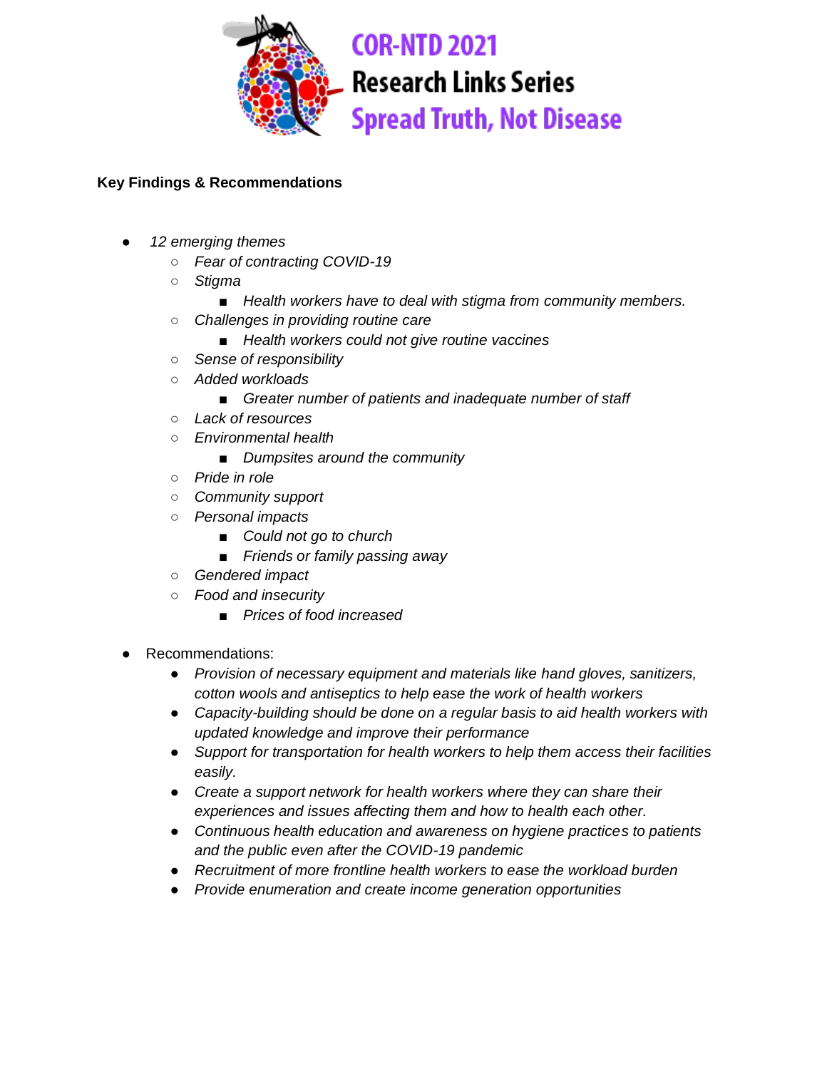**Key Findings & Recommendations**

- *12 emerging themes*
  - *Fear of contracting COVID-19*
  - *Stigma*
    - *Health workers have to deal with stigma from community members.*
  - *Challenges in providing routine care*
    - *Health workers could not give routine vaccines*
  - *Sense of responsibility*
  - *Added workloads*
    - *Greater number of patients and inadequate number of staff*
  - *Lack of resources*
  - *Environmental health*
    - *Dumpsites around the community*
  - *Pride in role*
  - *Community support*
  - *Personal impacts*
    - *Could not go to church*
    - *Friends or family passing away*
  - *Gendered impact*
  - *Food and insecurity*
    - *Prices of food increased*

- Recommendations:
  - *Provision of necessary equipment and materials like hand gloves, sanitizers, cotton wools and antiseptics to help ease the work of health workers*
  - *Capacity-building should be done on a regular basis to aid health workers with updated knowledge and improve their performance*
  - *Support for transportation for health workers to help them access their facilities easily.*
  - *Create a support network for health workers where they can share their experiences and issues affecting them and how to health each other.*
  - *Continuous health education and awareness on hygiene practices to patients and the public even after the COVID-19 pandemic*
  - *Recruitment of more frontline health workers to ease the workload burden*
  - *Provide enumeration and create income generation opportunities*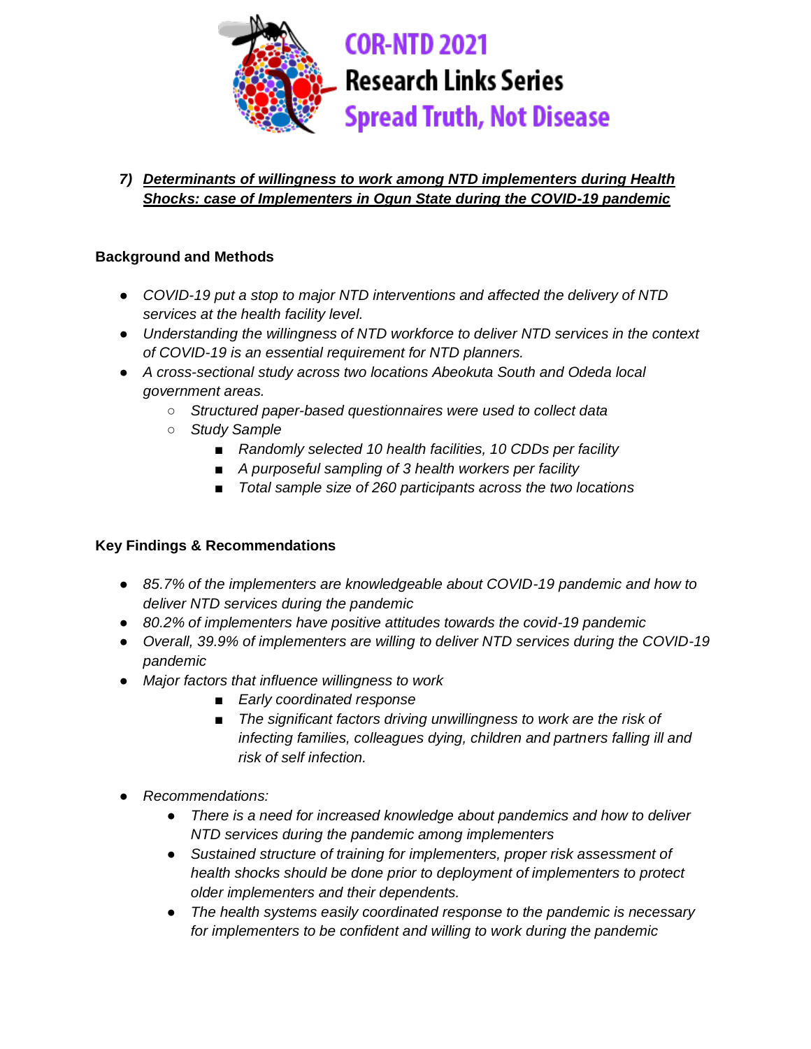## 7) *Determinants of willingness to work among NTD implementers during Health Shocks: case of Implementers in Ogun State during the COVID-19 pandemic*

### Background and Methods

- *COVID-19 put a stop to major NTD interventions and affected the delivery of NTD services at the health facility level.*
- *Understanding the willingness of NTD workforce to deliver NTD services in the context of COVID-19 is an essential requirement for NTD planners.*
- *A cross-sectional study across two locations Abeokuta South and Odeda local government areas.*
  - *Structured paper-based questionnaires were used to collect data*
  - *Study Sample*
    - *Randomly selected 10 health facilities, 10 CDDs per facility*
    - *A purposeful sampling of 3 health workers per facility*
    - *Total sample size of 260 participants across the two locations*

### Key Findings & Recommendations

- *85.7% of the implementers are knowledgeable about COVID-19 pandemic and how to deliver NTD services during the pandemic*
- *80.2% of implementers have positive attitudes towards the covid-19 pandemic*
- *Overall, 39.9% of implementers are willing to deliver NTD services during the COVID-19 pandemic*
- *Major factors that influence willingness to work*
    - *Early coordinated response*
    - *The significant factors driving unwillingness to work are the risk of infecting families, colleagues dying, children and partners falling ill and risk of self infection.*
- *Recommendations:*
  - *There is a need for increased knowledge about pandemics and how to deliver NTD services during the pandemic among implementers*
  - *Sustained structure of training for implementers, proper risk assessment of health shocks should be done prior to deployment of implementers to protect older implementers and their dependents.*
  - *The health systems easily coordinated response to the pandemic is necessary for implementers to be confident and willing to work during the pandemic*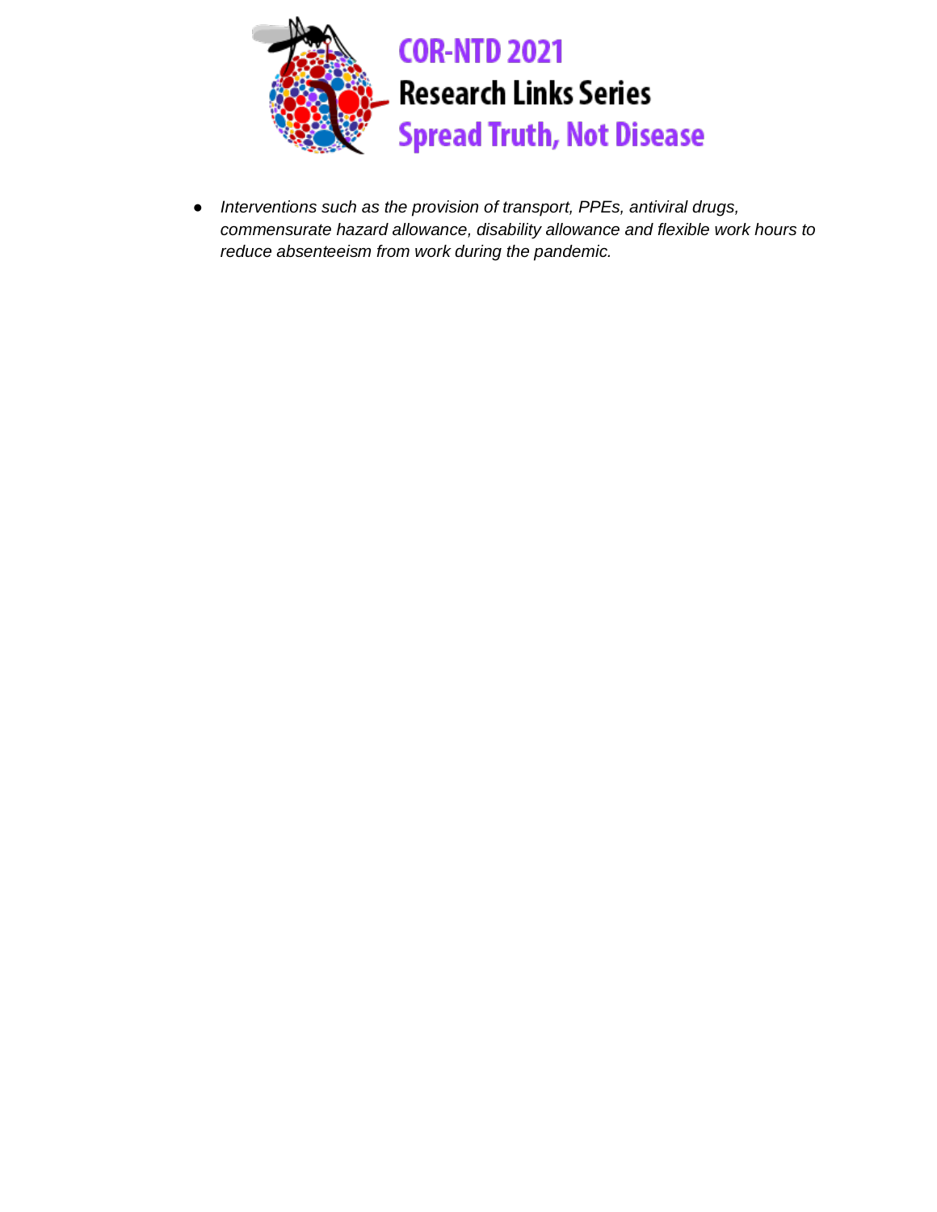- *Interventions such as the provision of transport, PPEs, antiviral drugs, commensurate hazard allowance, disability allowance and flexible work hours to reduce absenteeism from work during the pandemic.*